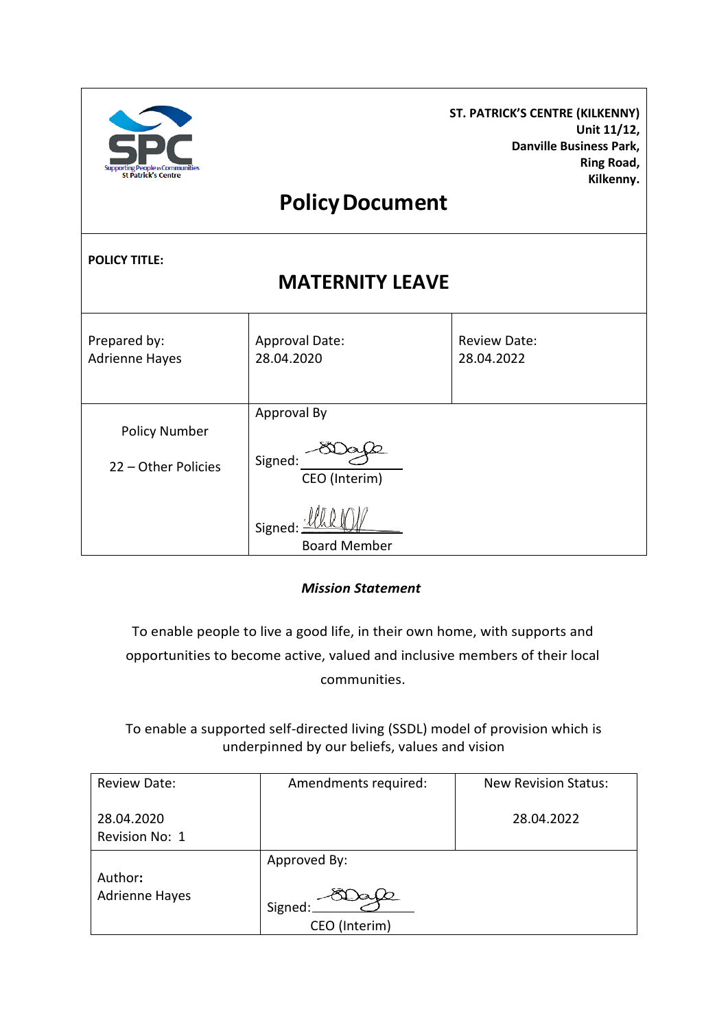**ST. PATRICK'S CENTRE (KILKENNY)**
**Unit 11/12,**
**Danville Business Park,**
**Ring Road,**
**Kilkenny.**

# Policy Document

**POLICY TITLE:**

## MATERNITY LEAVE

| Prepared by: Adrienne Hayes | Approval Date: 28.04.2020 | Review Date: 28.04.2022 |
|---|---|---|
| Policy Number<br><br>22 – Other Policies | Approval By<br><br>Signed: ____________<br>CEO (Interim)<br><br>Signed: ____________<br>Board Member | |

***Mission Statement***

To enable people to live a good life, in their own home, with supports and opportunities to become active, valued and inclusive members of their local communities.

To enable a supported self-directed living (SSDL) model of provision which is underpinned by our beliefs, values and vision

| Review Date:<br><br>28.04.2020<br>Revision No: 1 | Amendments required: | New Revision Status:<br><br>28.04.2022 |
|---|---|---|
| Author**:**<br>Adrienne Hayes | Approved By:<br><br>Signed: ____________<br>CEO (Interim) | |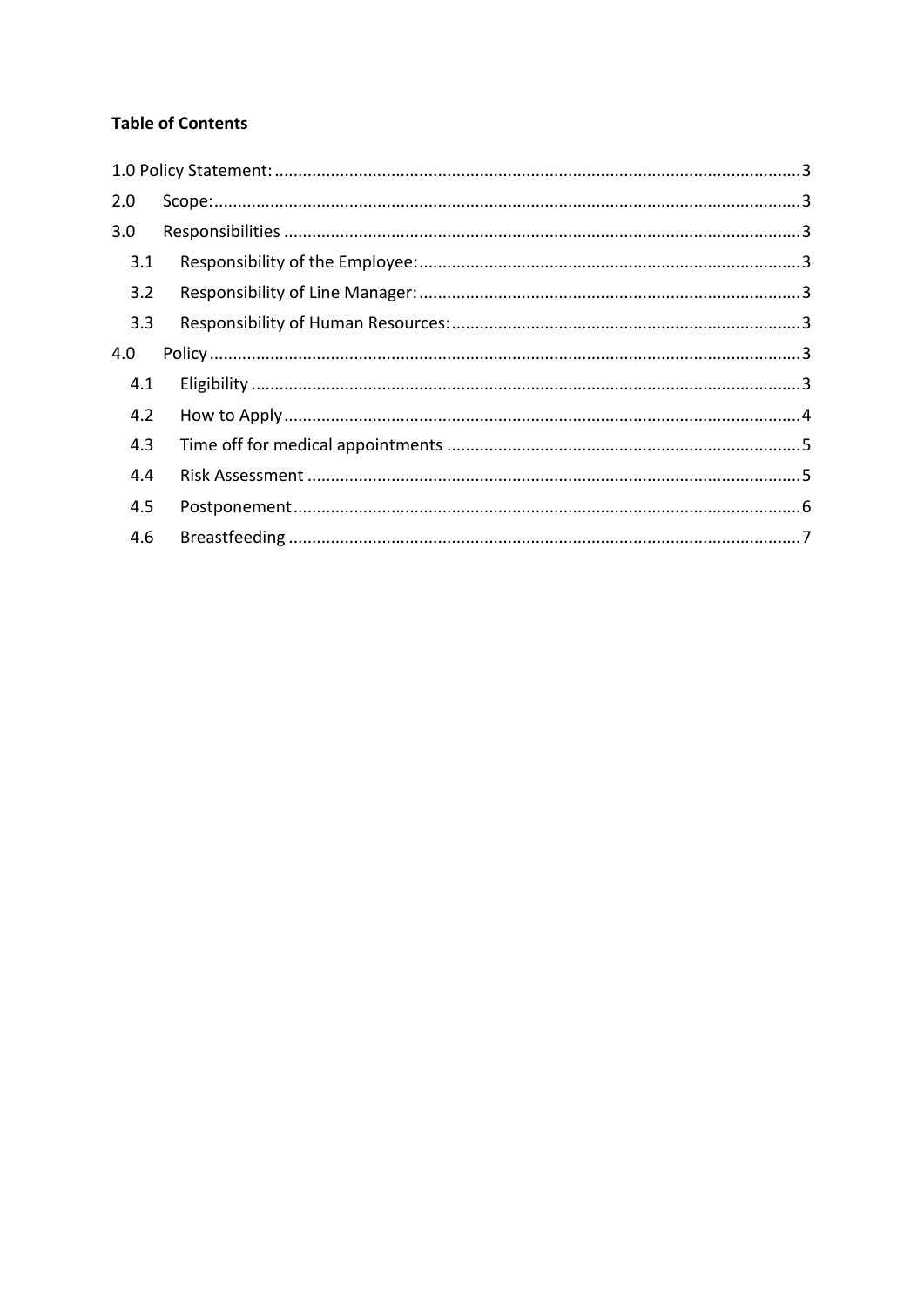**Table of Contents**

1.0 Policy Statement: .......... 3

2.0 Scope: .......... 3

3.0 Responsibilities .......... 3

- 3.1 Responsibility of the Employee: .......... 3
- 3.2 Responsibility of Line Manager: .......... 3
- 3.3 Responsibility of Human Resources: .......... 3

4.0 Policy .......... 3

- 4.1 Eligibility .......... 3
- 4.2 How to Apply .......... 4
- 4.3 Time off for medical appointments .......... 5
- 4.4 Risk Assessment .......... 5
- 4.5 Postponement .......... 6
- 4.6 Breastfeeding .......... 7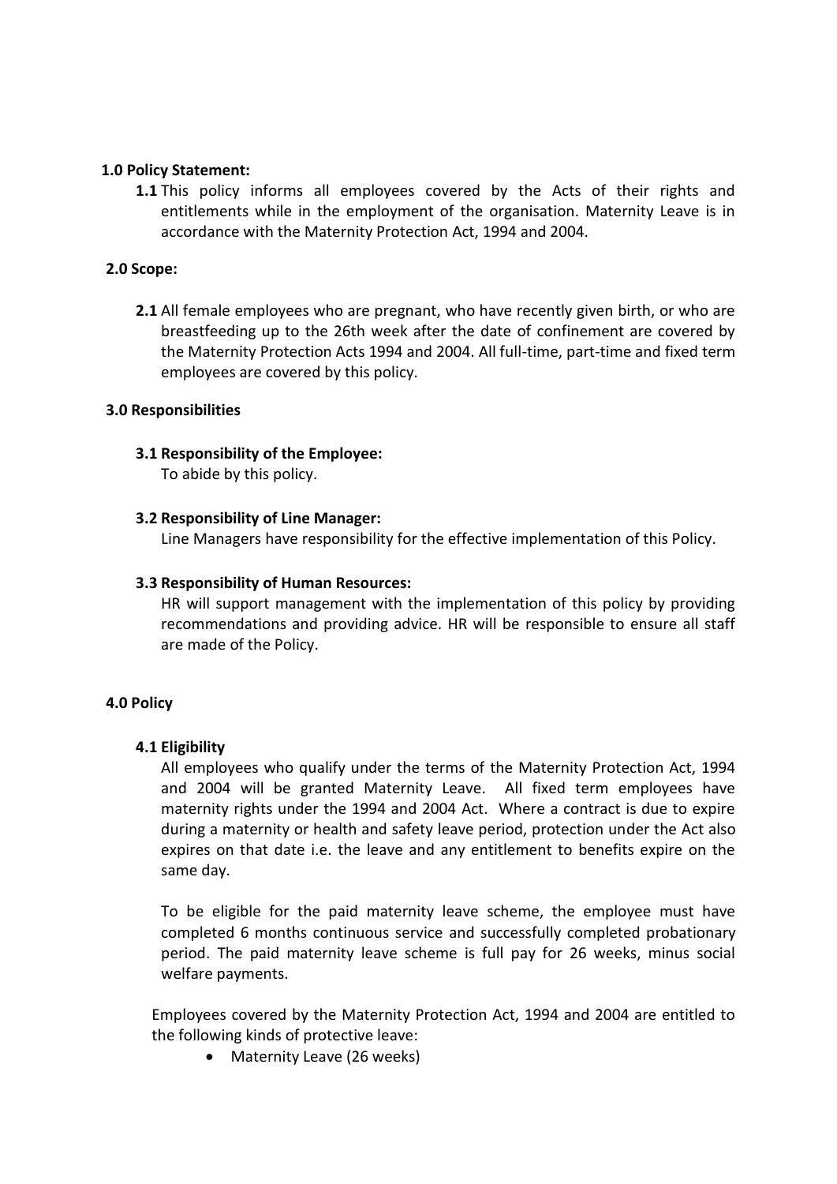**1.0 Policy Statement:**

**1.1** This policy informs all employees covered by the Acts of their rights and entitlements while in the employment of the organisation. Maternity Leave is in accordance with the Maternity Protection Act, 1994 and 2004.

**2.0 Scope:**

**2.1** All female employees who are pregnant, who have recently given birth, or who are breastfeeding up to the 26th week after the date of confinement are covered by the Maternity Protection Acts 1994 and 2004. All full-time, part-time and fixed term employees are covered by this policy.

**3.0 Responsibilities**

**3.1 Responsibility of the Employee:**
To abide by this policy.

**3.2 Responsibility of Line Manager:**
Line Managers have responsibility for the effective implementation of this Policy.

**3.3 Responsibility of Human Resources:**
HR will support management with the implementation of this policy by providing recommendations and providing advice. HR will be responsible to ensure all staff are made of the Policy.

**4.0 Policy**

**4.1 Eligibility**

All employees who qualify under the terms of the Maternity Protection Act, 1994 and 2004 will be granted Maternity Leave. All fixed term employees have maternity rights under the 1994 and 2004 Act. Where a contract is due to expire during a maternity or health and safety leave period, protection under the Act also expires on that date i.e. the leave and any entitlement to benefits expire on the same day.

To be eligible for the paid maternity leave scheme, the employee must have completed 6 months continuous service and successfully completed probationary period. The paid maternity leave scheme is full pay for 26 weeks, minus social welfare payments.

Employees covered by the Maternity Protection Act, 1994 and 2004 are entitled to the following kinds of protective leave:

- Maternity Leave (26 weeks)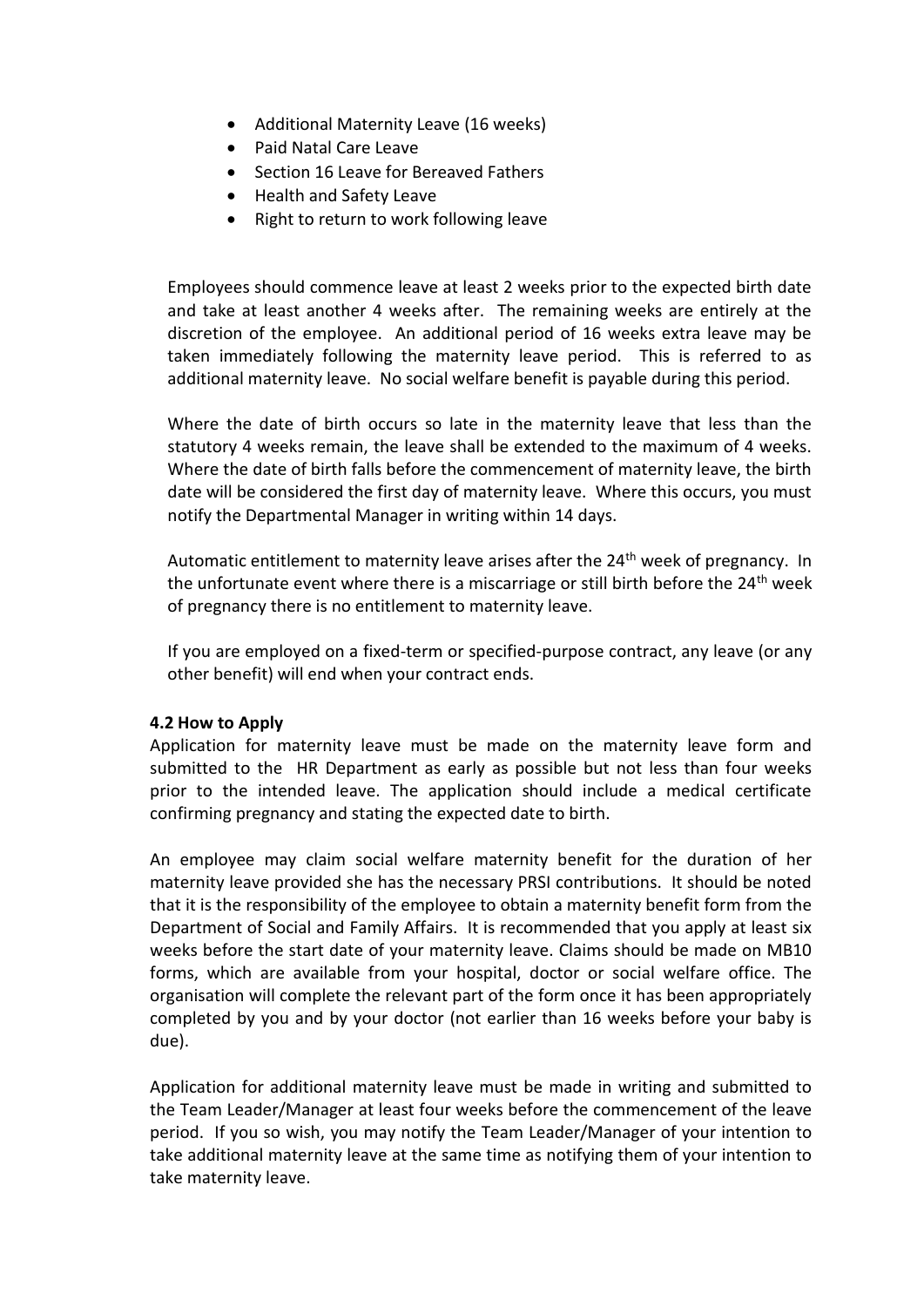- Additional Maternity Leave (16 weeks)
- Paid Natal Care Leave
- Section 16 Leave for Bereaved Fathers
- Health and Safety Leave
- Right to return to work following leave

Employees should commence leave at least 2 weeks prior to the expected birth date and take at least another 4 weeks after. The remaining weeks are entirely at the discretion of the employee. An additional period of 16 weeks extra leave may be taken immediately following the maternity leave period. This is referred to as additional maternity leave. No social welfare benefit is payable during this period.

Where the date of birth occurs so late in the maternity leave that less than the statutory 4 weeks remain, the leave shall be extended to the maximum of 4 weeks. Where the date of birth falls before the commencement of maternity leave, the birth date will be considered the first day of maternity leave. Where this occurs, you must notify the Departmental Manager in writing within 14 days.

Automatic entitlement to maternity leave arises after the 24th week of pregnancy. In the unfortunate event where there is a miscarriage or still birth before the 24th week of pregnancy there is no entitlement to maternity leave.

If you are employed on a fixed-term or specified-purpose contract, any leave (or any other benefit) will end when your contract ends.

**4.2 How to Apply**

Application for maternity leave must be made on the maternity leave form and submitted to the HR Department as early as possible but not less than four weeks prior to the intended leave. The application should include a medical certificate confirming pregnancy and stating the expected date to birth.

An employee may claim social welfare maternity benefit for the duration of her maternity leave provided she has the necessary PRSI contributions. It should be noted that it is the responsibility of the employee to obtain a maternity benefit form from the Department of Social and Family Affairs. It is recommended that you apply at least six weeks before the start date of your maternity leave. Claims should be made on MB10 forms, which are available from your hospital, doctor or social welfare office. The organisation will complete the relevant part of the form once it has been appropriately completed by you and by your doctor (not earlier than 16 weeks before your baby is due).

Application for additional maternity leave must be made in writing and submitted to the Team Leader/Manager at least four weeks before the commencement of the leave period. If you so wish, you may notify the Team Leader/Manager of your intention to take additional maternity leave at the same time as notifying them of your intention to take maternity leave.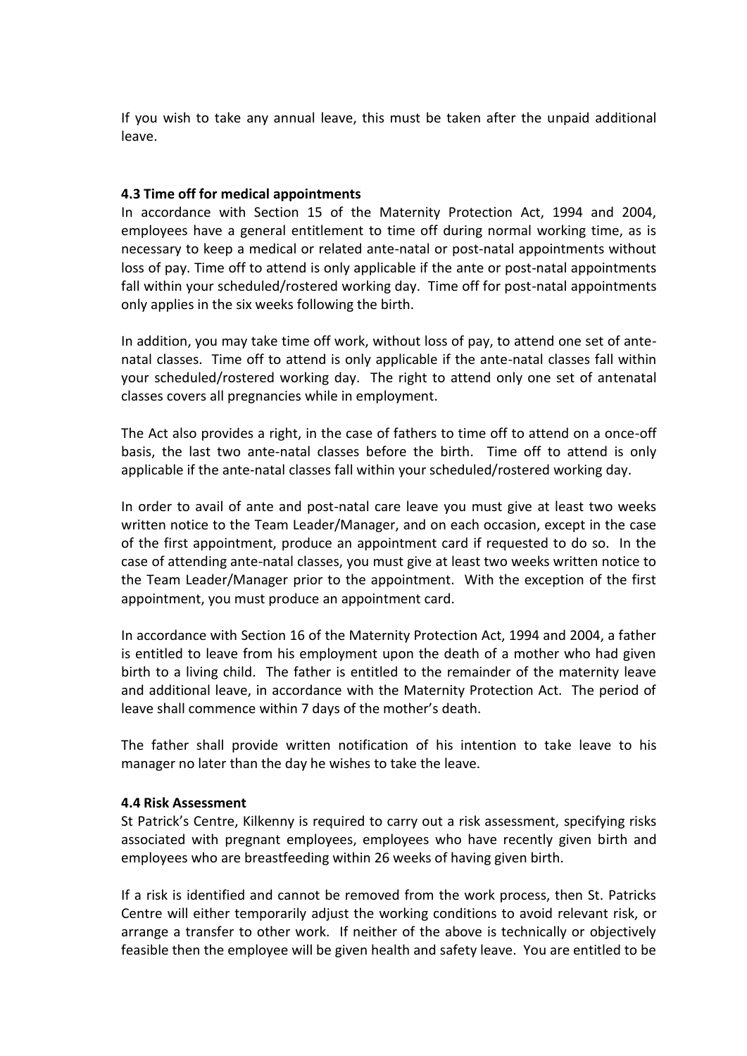If you wish to take any annual leave, this must be taken after the unpaid additional leave.

**4.3 Time off for medical appointments**

In accordance with Section 15 of the Maternity Protection Act, 1994 and 2004, employees have a general entitlement to time off during normal working time, as is necessary to keep a medical or related ante-natal or post-natal appointments without loss of pay. Time off to attend is only applicable if the ante or post-natal appointments fall within your scheduled/rostered working day. Time off for post-natal appointments only applies in the six weeks following the birth.

In addition, you may take time off work, without loss of pay, to attend one set of ante-natal classes. Time off to attend is only applicable if the ante-natal classes fall within your scheduled/rostered working day. The right to attend only one set of antenatal classes covers all pregnancies while in employment.

The Act also provides a right, in the case of fathers to time off to attend on a once-off basis, the last two ante-natal classes before the birth. Time off to attend is only applicable if the ante-natal classes fall within your scheduled/rostered working day.

In order to avail of ante and post-natal care leave you must give at least two weeks written notice to the Team Leader/Manager, and on each occasion, except in the case of the first appointment, produce an appointment card if requested to do so. In the case of attending ante-natal classes, you must give at least two weeks written notice to the Team Leader/Manager prior to the appointment. With the exception of the first appointment, you must produce an appointment card.

In accordance with Section 16 of the Maternity Protection Act, 1994 and 2004, a father is entitled to leave from his employment upon the death of a mother who had given birth to a living child. The father is entitled to the remainder of the maternity leave and additional leave, in accordance with the Maternity Protection Act. The period of leave shall commence within 7 days of the mother's death.

The father shall provide written notification of his intention to take leave to his manager no later than the day he wishes to take the leave.

**4.4 Risk Assessment**

St Patrick's Centre, Kilkenny is required to carry out a risk assessment, specifying risks associated with pregnant employees, employees who have recently given birth and employees who are breastfeeding within 26 weeks of having given birth.

If a risk is identified and cannot be removed from the work process, then St. Patricks Centre will either temporarily adjust the working conditions to avoid relevant risk, or arrange a transfer to other work. If neither of the above is technically or objectively feasible then the employee will be given health and safety leave. You are entitled to be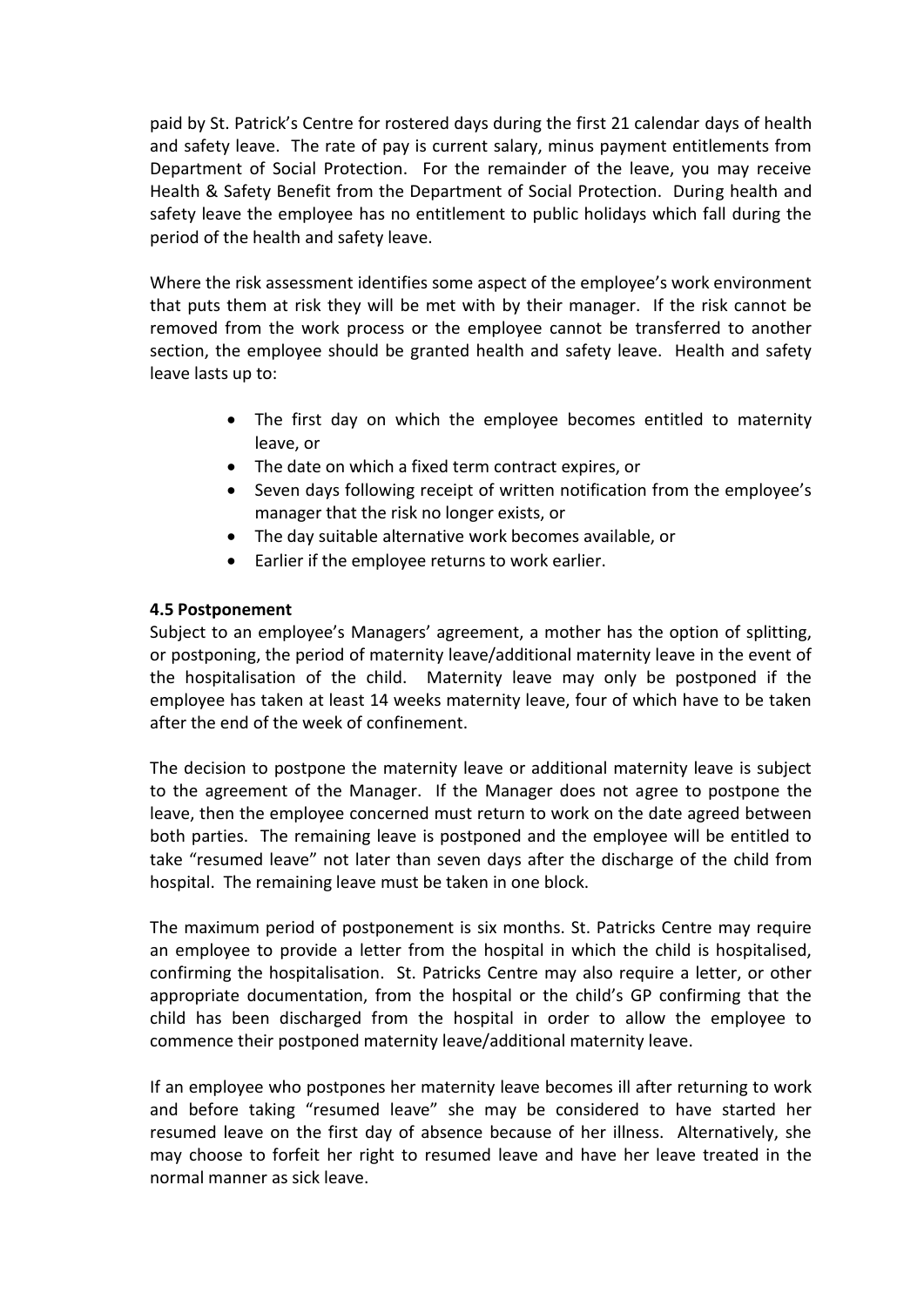paid by St. Patrick's Centre for rostered days during the first 21 calendar days of health and safety leave. The rate of pay is current salary, minus payment entitlements from Department of Social Protection. For the remainder of the leave, you may receive Health & Safety Benefit from the Department of Social Protection. During health and safety leave the employee has no entitlement to public holidays which fall during the period of the health and safety leave.

Where the risk assessment identifies some aspect of the employee's work environment that puts them at risk they will be met with by their manager. If the risk cannot be removed from the work process or the employee cannot be transferred to another section, the employee should be granted health and safety leave. Health and safety leave lasts up to:

- The first day on which the employee becomes entitled to maternity leave, or
- The date on which a fixed term contract expires, or
- Seven days following receipt of written notification from the employee's manager that the risk no longer exists, or
- The day suitable alternative work becomes available, or
- Earlier if the employee returns to work earlier.

**4.5 Postponement**

Subject to an employee's Managers' agreement, a mother has the option of splitting, or postponing, the period of maternity leave/additional maternity leave in the event of the hospitalisation of the child. Maternity leave may only be postponed if the employee has taken at least 14 weeks maternity leave, four of which have to be taken after the end of the week of confinement.

The decision to postpone the maternity leave or additional maternity leave is subject to the agreement of the Manager. If the Manager does not agree to postpone the leave, then the employee concerned must return to work on the date agreed between both parties. The remaining leave is postponed and the employee will be entitled to take "resumed leave" not later than seven days after the discharge of the child from hospital. The remaining leave must be taken in one block.

The maximum period of postponement is six months. St. Patricks Centre may require an employee to provide a letter from the hospital in which the child is hospitalised, confirming the hospitalisation. St. Patricks Centre may also require a letter, or other appropriate documentation, from the hospital or the child's GP confirming that the child has been discharged from the hospital in order to allow the employee to commence their postponed maternity leave/additional maternity leave.

If an employee who postpones her maternity leave becomes ill after returning to work and before taking "resumed leave" she may be considered to have started her resumed leave on the first day of absence because of her illness. Alternatively, she may choose to forfeit her right to resumed leave and have her leave treated in the normal manner as sick leave.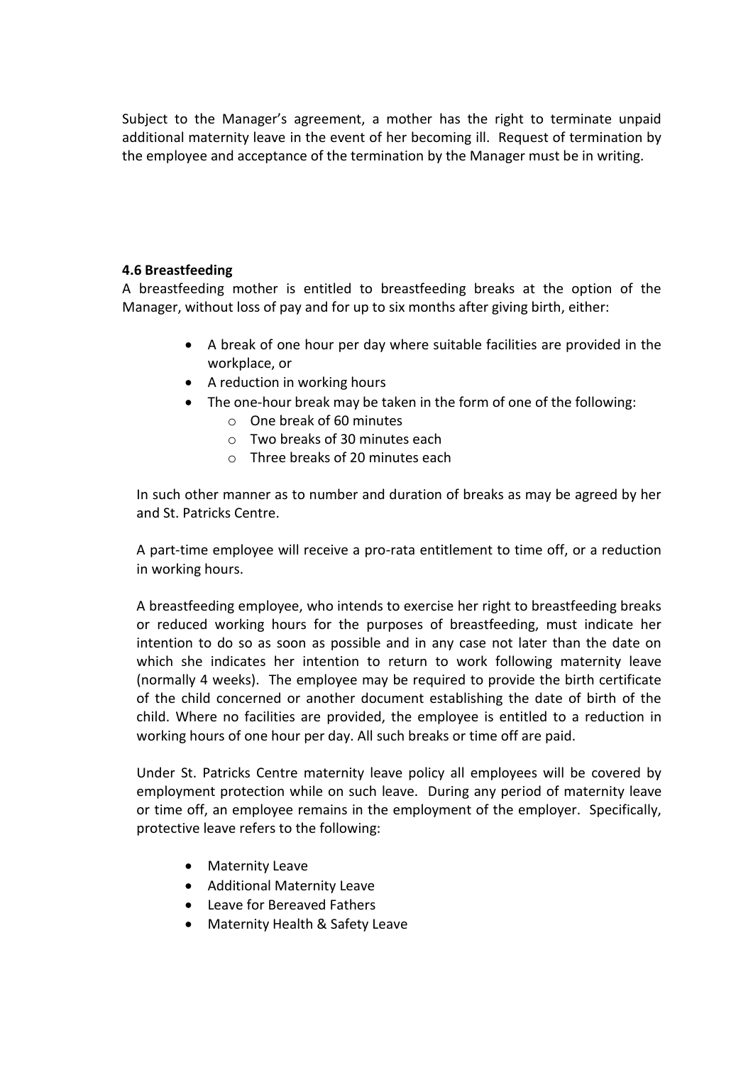Subject to the Manager's agreement, a mother has the right to terminate unpaid additional maternity leave in the event of her becoming ill. Request of termination by the employee and acceptance of the termination by the Manager must be in writing.

**4.6 Breastfeeding**

A breastfeeding mother is entitled to breastfeeding breaks at the option of the Manager, without loss of pay and for up to six months after giving birth, either:

- A break of one hour per day where suitable facilities are provided in the workplace, or
- A reduction in working hours
- The one-hour break may be taken in the form of one of the following:
  - One break of 60 minutes
  - Two breaks of 30 minutes each
  - Three breaks of 20 minutes each

In such other manner as to number and duration of breaks as may be agreed by her and St. Patricks Centre.

A part-time employee will receive a pro-rata entitlement to time off, or a reduction in working hours.

A breastfeeding employee, who intends to exercise her right to breastfeeding breaks or reduced working hours for the purposes of breastfeeding, must indicate her intention to do so as soon as possible and in any case not later than the date on which she indicates her intention to return to work following maternity leave (normally 4 weeks). The employee may be required to provide the birth certificate of the child concerned or another document establishing the date of birth of the child. Where no facilities are provided, the employee is entitled to a reduction in working hours of one hour per day. All such breaks or time off are paid.

Under St. Patricks Centre maternity leave policy all employees will be covered by employment protection while on such leave. During any period of maternity leave or time off, an employee remains in the employment of the employer. Specifically, protective leave refers to the following:

- Maternity Leave
- Additional Maternity Leave
- Leave for Bereaved Fathers
- Maternity Health & Safety Leave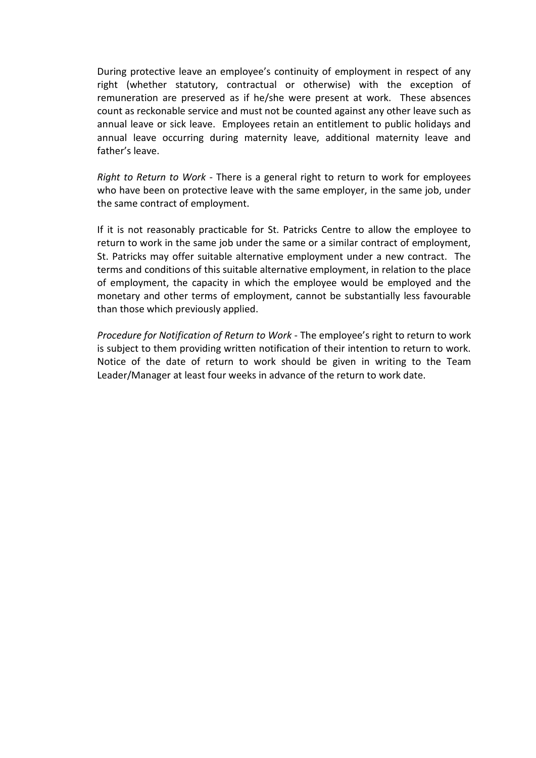During protective leave an employee's continuity of employment in respect of any right (whether statutory, contractual or otherwise) with the exception of remuneration are preserved as if he/she were present at work. These absences count as reckonable service and must not be counted against any other leave such as annual leave or sick leave. Employees retain an entitlement to public holidays and annual leave occurring during maternity leave, additional maternity leave and father's leave.

*Right to Return to Work* - There is a general right to return to work for employees who have been on protective leave with the same employer, in the same job, under the same contract of employment.

If it is not reasonably practicable for St. Patricks Centre to allow the employee to return to work in the same job under the same or a similar contract of employment, St. Patricks may offer suitable alternative employment under a new contract. The terms and conditions of this suitable alternative employment, in relation to the place of employment, the capacity in which the employee would be employed and the monetary and other terms of employment, cannot be substantially less favourable than those which previously applied.

*Procedure for Notification of Return to Work* - The employee's right to return to work is subject to them providing written notification of their intention to return to work. Notice of the date of return to work should be given in writing to the Team Leader/Manager at least four weeks in advance of the return to work date.